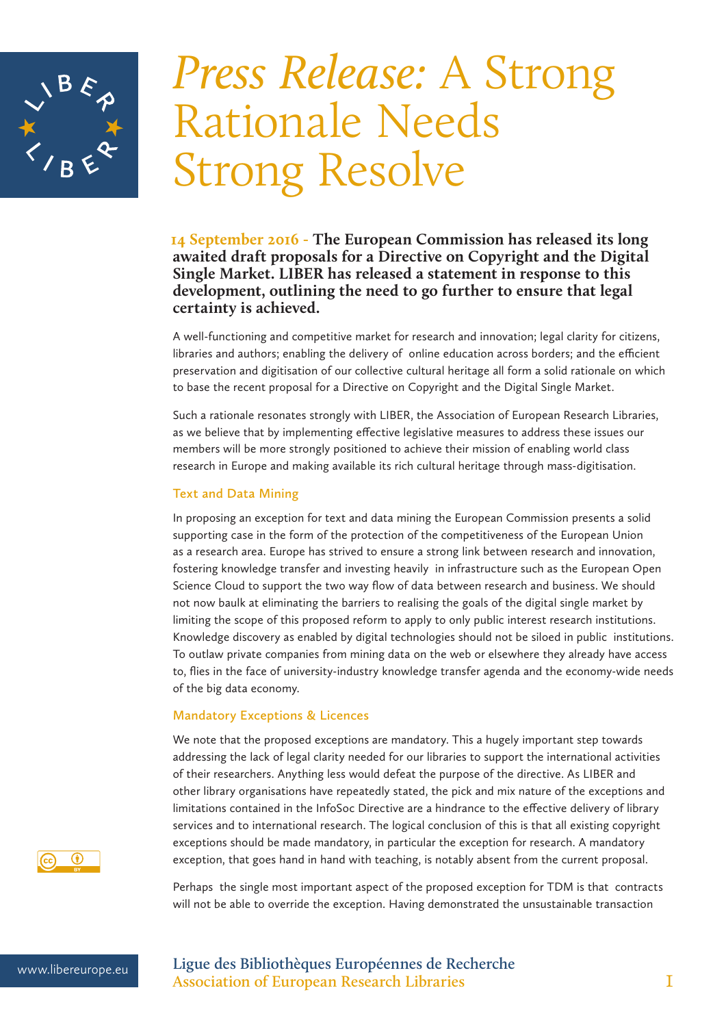# *Press Release:* A Strong Rationale Needs Strong Resolve

**14 September 2016 - The European Commission has released its long awaited draft proposals for a Directive on Copyright and the Digital Single Market. LIBER has released a statement in response to this development, outlining the need to go further to ensure that legal certainty is achieved.**

A well-functioning and competitive market for research and innovation; legal clarity for citizens, libraries and authors; enabling the delivery of online education across borders; and the efficient preservation and digitisation of our collective cultural heritage all form a solid rationale on which to base the recent proposal for a Directive on Copyright and the Digital Single Market.

Such a rationale resonates strongly with LIBER, the Association of European Research Libraries, as we believe that by implementing effective legislative measures to address these issues our members will be more strongly positioned to achieve their mission of enabling world class research in Europe and making available its rich cultural heritage through mass-digitisation.

## Text and Data Mining

In proposing an exception for text and data mining the European Commission presents a solid supporting case in the form of the protection of the competitiveness of the European Union as a research area. Europe has strived to ensure a strong link between research and innovation, fostering knowledge transfer and investing heavily in infrastructure such as the European Open Science Cloud to support the two way flow of data between research and business. We should not now baulk at eliminating the barriers to realising the goals of the digital single market by limiting the scope of this proposed reform to apply to only public interest research institutions. Knowledge discovery as enabled by digital technologies should not be siloed in public institutions. To outlaw private companies from mining data on the web or elsewhere they already have access to, flies in the face of university-industry knowledge transfer agenda and the economy-wide needs of the big data economy.

## Mandatory Exceptions & Licences

We note that the proposed exceptions are mandatory. This a hugely important step towards addressing the lack of legal clarity needed for our libraries to support the international activities of their researchers. Anything less would defeat the purpose of the directive. As LIBER and other library organisations have repeatedly stated, the pick and mix nature of the exceptions and limitations contained in the InfoSoc Directive are a hindrance to the effective delivery of library services and to international research. The logical conclusion of this is that all existing copyright exceptions should be made mandatory, in particular the exception for research. A mandatory exception, that goes hand in hand with teaching, is notably absent from the current proposal.

Perhaps the single most important aspect of the proposed exception for TDM is that contracts will not be able to override the exception. Having demonstrated the unsustainable transaction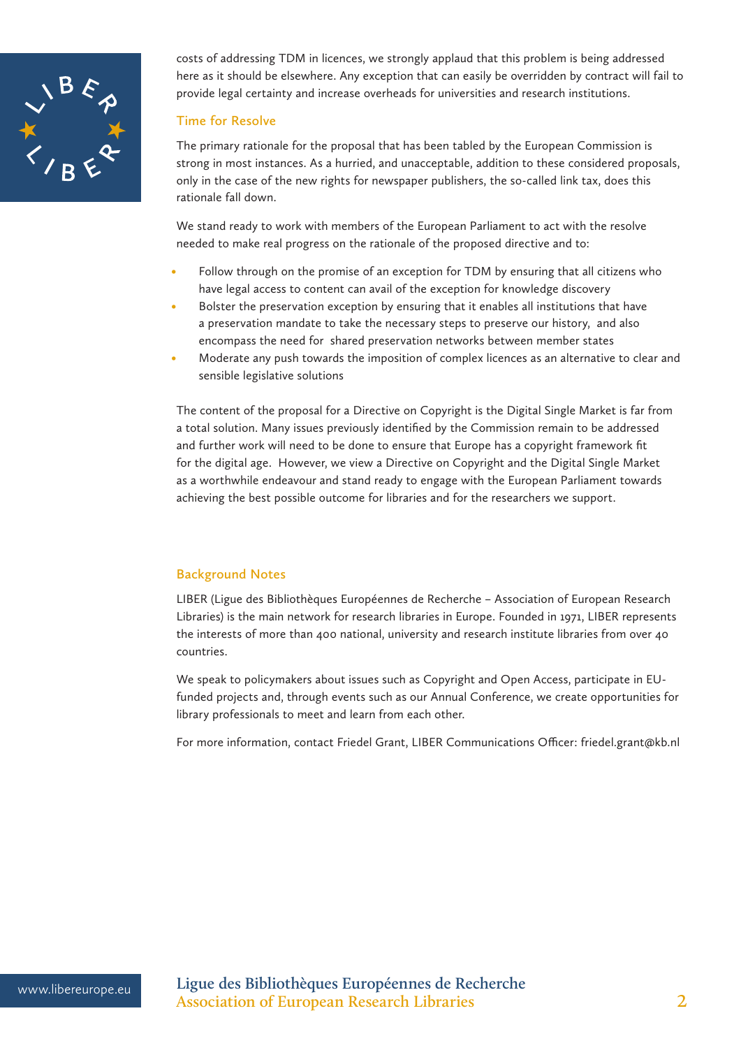costs of addressing TDM in licences, we strongly applaud that this problem is being addressed here as it should be elsewhere. Any exception that can easily be overridden by contract will fail to provide legal certainty and increase overheads for universities and research institutions.

## Time for Resolve

The primary rationale for the proposal that has been tabled by the European Commission is strong in most instances. As a hurried, and unacceptable, addition to these considered proposals, only in the case of the new rights for newspaper publishers, the so-called link tax, does this rationale fall down.

We stand ready to work with members of the European Parliament to act with the resolve needed to make real progress on the rationale of the proposed directive and to:

- Follow through on the promise of an exception for TDM by ensuring that all citizens who have legal access to content can avail of the exception for knowledge discovery
- Bolster the preservation exception by ensuring that it enables all institutions that have a preservation mandate to take the necessary steps to preserve our history, and also encompass the need for shared preservation networks between member states
- Moderate any push towards the imposition of complex licences as an alternative to clear and sensible legislative solutions

The content of the proposal for a Directive on Copyright is the Digital Single Market is far from a total solution. Many issues previously identified by the Commission remain to be addressed and further work will need to be done to ensure that Europe has a copyright framework fit for the digital age. However, we view a Directive on Copyright and the Digital Single Market as a worthwhile endeavour and stand ready to engage with the European Parliament towards achieving the best possible outcome for libraries and for the researchers we support.

## Background Notes

LIBER (Ligue des Bibliothèques Européennes de Recherche – Association of European Research Libraries) is the main network for research libraries in Europe. Founded in 1971, LIBER represents the interests of more than 400 national, university and research institute libraries from over 40 countries.

We speak to policymakers about issues such as Copyright and Open Access, participate in EU-funded projects and, through events such as our Annual Conference, we create opportunities for library professionals to meet and learn from each other.

For more information, contact Friedel Grant, LIBER Communications Officer: friedel.grant@kb.nl